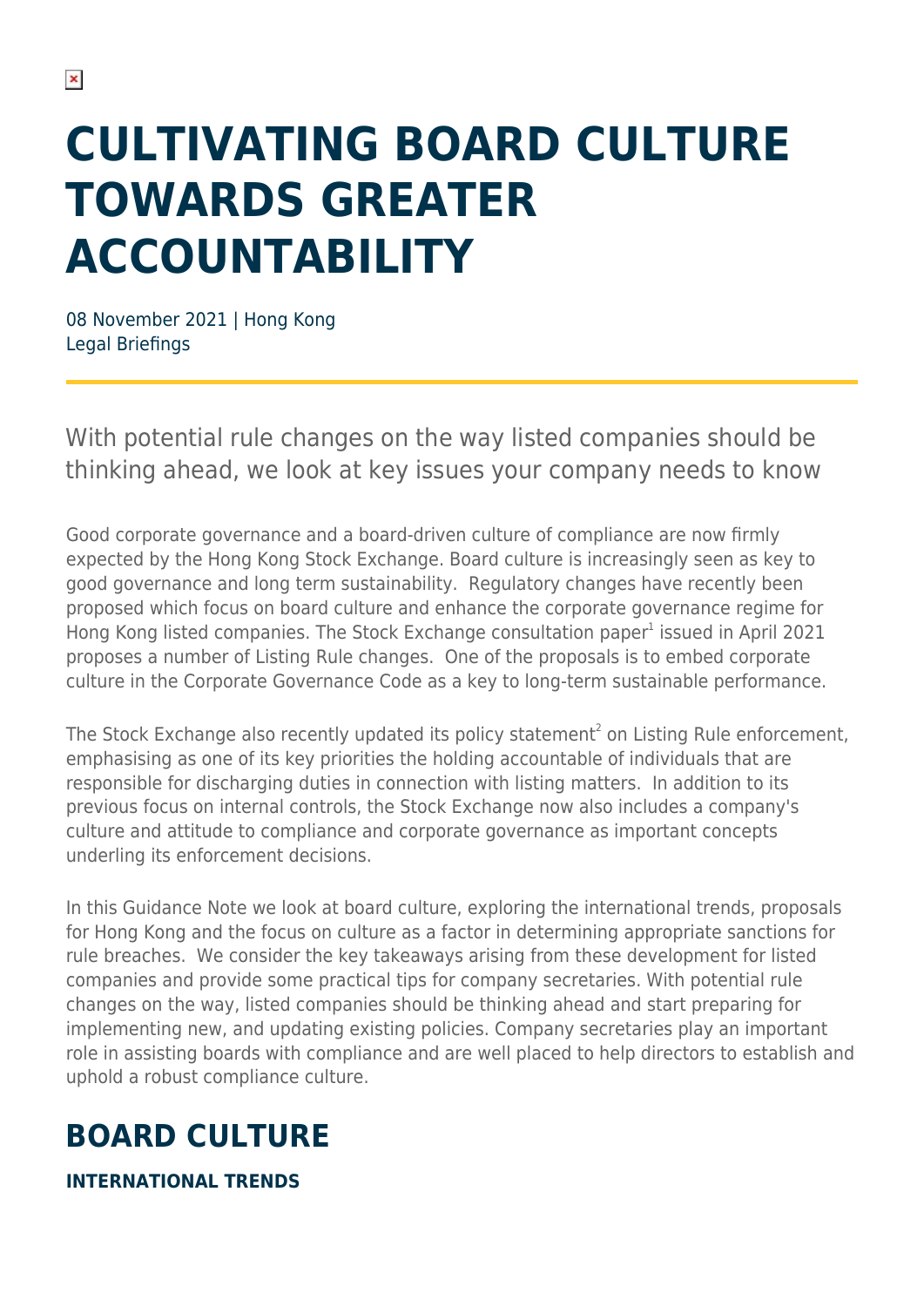# CULTIVATING BOARD CULTURE TOWARDS GREATER ACCOUNTABILITY

08 November 2021 | Hong Kong
Legal Briefings

With potential rule changes on the way listed companies should be thinking ahead, we look at key issues your company needs to know

Good corporate governance and a board-driven culture of compliance are now firmly expected by the Hong Kong Stock Exchange. Board culture is increasingly seen as key to good governance and long term sustainability. Regulatory changes have recently been proposed which focus on board culture and enhance the corporate governance regime for Hong Kong listed companies. The Stock Exchange consultation paper[1] issued in April 2021 proposes a number of Listing Rule changes. One of the proposals is to embed corporate culture in the Corporate Governance Code as a key to long-term sustainable performance.

The Stock Exchange also recently updated its policy statement[2] on Listing Rule enforcement, emphasising as one of its key priorities the holding accountable of individuals that are responsible for discharging duties in connection with listing matters. In addition to its previous focus on internal controls, the Stock Exchange now also includes a company's culture and attitude to compliance and corporate governance as important concepts underling its enforcement decisions.

In this Guidance Note we look at board culture, exploring the international trends, proposals for Hong Kong and the focus on culture as a factor in determining appropriate sanctions for rule breaches. We consider the key takeaways arising from these development for listed companies and provide some practical tips for company secretaries. With potential rule changes on the way, listed companies should be thinking ahead and start preparing for implementing new, and updating existing policies. Company secretaries play an important role in assisting boards with compliance and are well placed to help directors to establish and uphold a robust compliance culture.

## BOARD CULTURE

### INTERNATIONAL TRENDS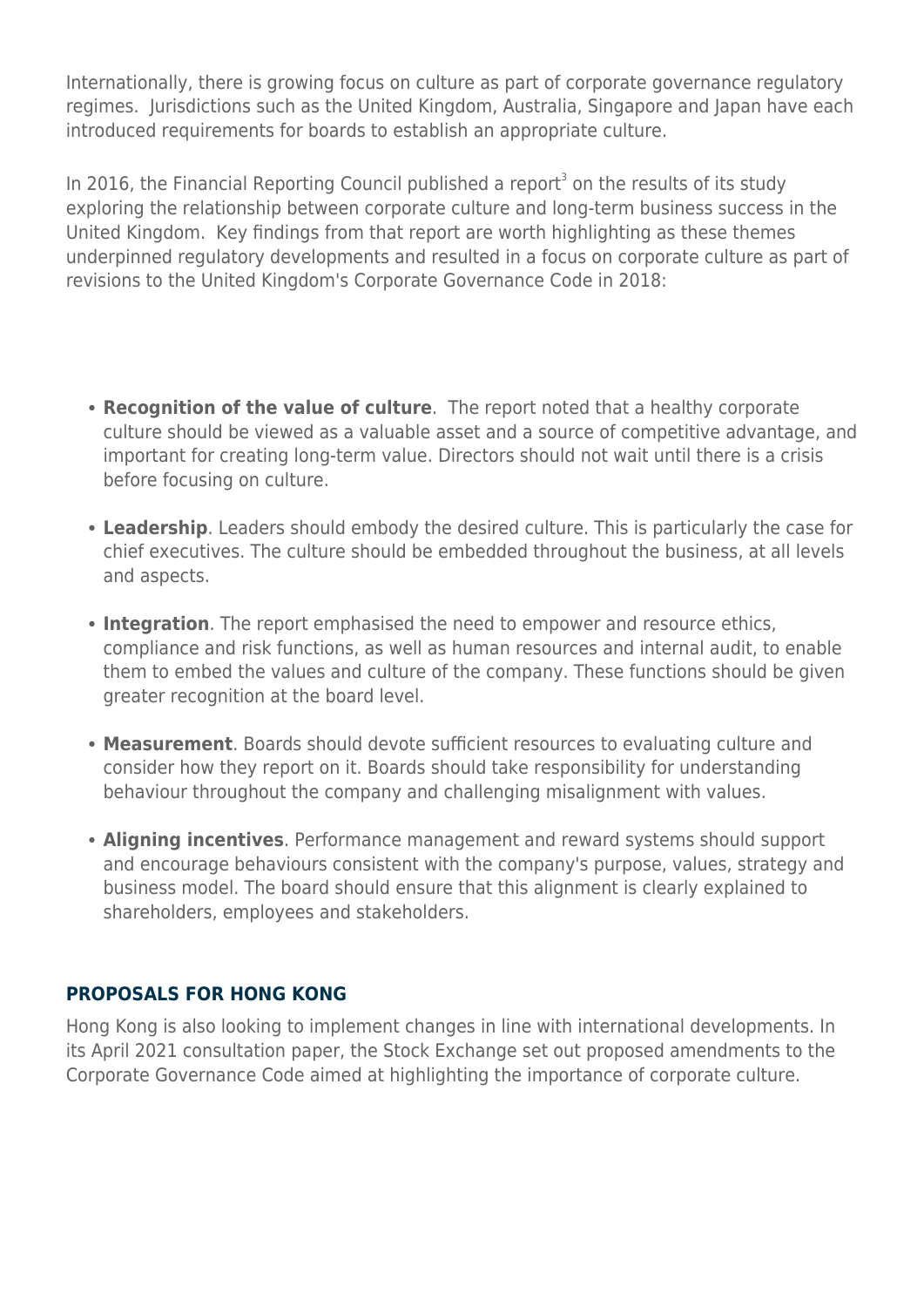Internationally, there is growing focus on culture as part of corporate governance regulatory regimes. Jurisdictions such as the United Kingdom, Australia, Singapore and Japan have each introduced requirements for boards to establish an appropriate culture.

In 2016, the Financial Reporting Council published a report[3] on the results of its study exploring the relationship between corporate culture and long-term business success in the United Kingdom. Key findings from that report are worth highlighting as these themes underpinned regulatory developments and resulted in a focus on corporate culture as part of revisions to the United Kingdom's Corporate Governance Code in 2018:

- **Recognition of the value of culture**. The report noted that a healthy corporate culture should be viewed as a valuable asset and a source of competitive advantage, and important for creating long-term value. Directors should not wait until there is a crisis before focusing on culture.
- **Leadership**. Leaders should embody the desired culture. This is particularly the case for chief executives. The culture should be embedded throughout the business, at all levels and aspects.
- **Integration**. The report emphasised the need to empower and resource ethics, compliance and risk functions, as well as human resources and internal audit, to enable them to embed the values and culture of the company. These functions should be given greater recognition at the board level.
- **Measurement**. Boards should devote sufficient resources to evaluating culture and consider how they report on it. Boards should take responsibility for understanding behaviour throughout the company and challenging misalignment with values.
- **Aligning incentives**. Performance management and reward systems should support and encourage behaviours consistent with the company's purpose, values, strategy and business model. The board should ensure that this alignment is clearly explained to shareholders, employees and stakeholders.

## PROPOSALS FOR HONG KONG

Hong Kong is also looking to implement changes in line with international developments. In its April 2021 consultation paper, the Stock Exchange set out proposed amendments to the Corporate Governance Code aimed at highlighting the importance of corporate culture.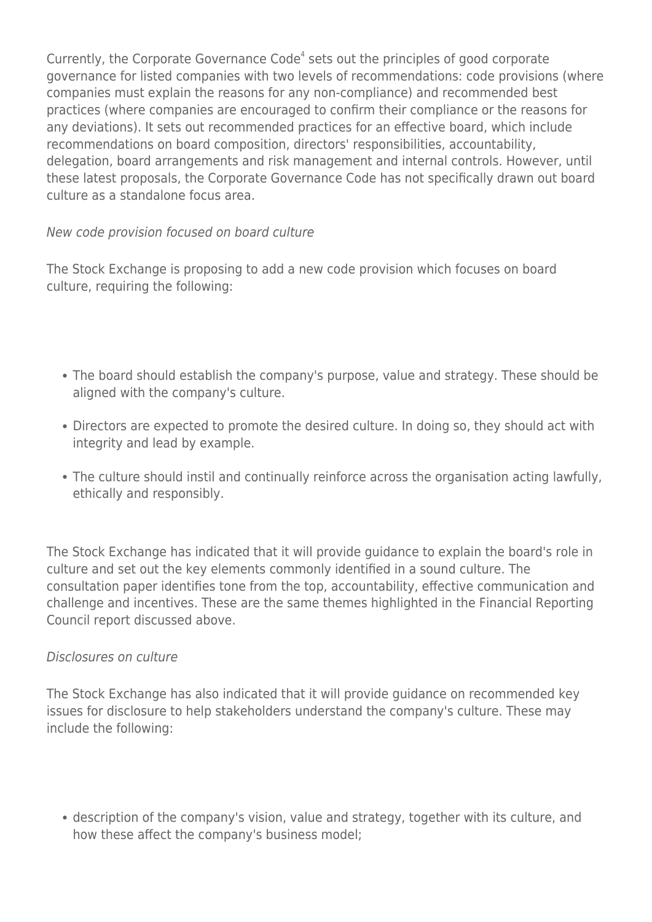Currently, the Corporate Governance Code[4] sets out the principles of good corporate governance for listed companies with two levels of recommendations: code provisions (where companies must explain the reasons for any non-compliance) and recommended best practices (where companies are encouraged to confirm their compliance or the reasons for any deviations). It sets out recommended practices for an effective board, which include recommendations on board composition, directors' responsibilities, accountability, delegation, board arrangements and risk management and internal controls. However, until these latest proposals, the Corporate Governance Code has not specifically drawn out board culture as a standalone focus area.

*New code provision focused on board culture*

The Stock Exchange is proposing to add a new code provision which focuses on board culture, requiring the following:

- The board should establish the company's purpose, value and strategy. These should be aligned with the company's culture.
- Directors are expected to promote the desired culture. In doing so, they should act with integrity and lead by example.
- The culture should instil and continually reinforce across the organisation acting lawfully, ethically and responsibly.

The Stock Exchange has indicated that it will provide guidance to explain the board's role in culture and set out the key elements commonly identified in a sound culture. The consultation paper identifies tone from the top, accountability, effective communication and challenge and incentives. These are the same themes highlighted in the Financial Reporting Council report discussed above.

*Disclosures on culture*

The Stock Exchange has also indicated that it will provide guidance on recommended key issues for disclosure to help stakeholders understand the company's culture. These may include the following:

- description of the company's vision, value and strategy, together with its culture, and how these affect the company's business model;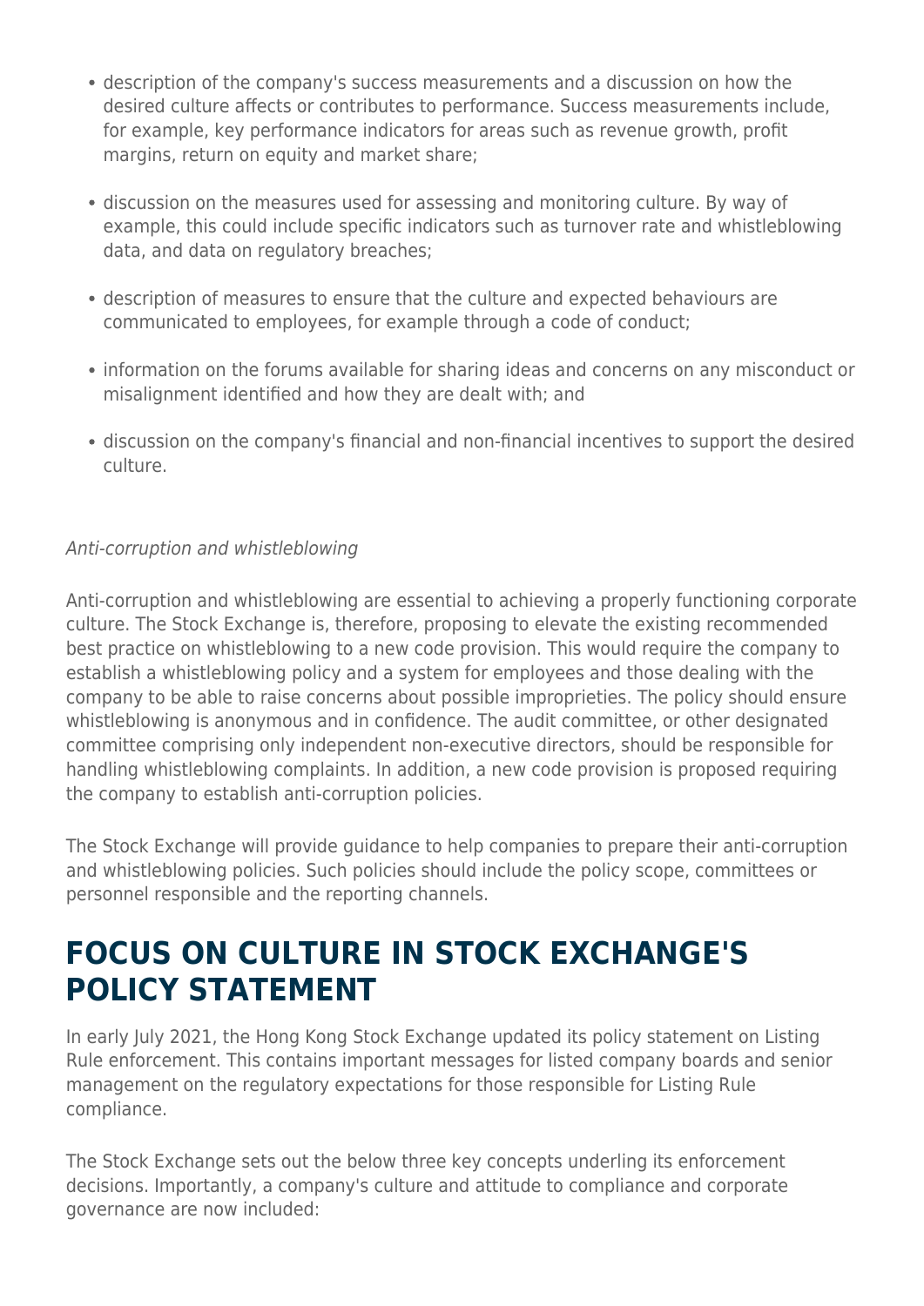- description of the company's success measurements and a discussion on how the desired culture affects or contributes to performance. Success measurements include, for example, key performance indicators for areas such as revenue growth, profit margins, return on equity and market share;
- discussion on the measures used for assessing and monitoring culture. By way of example, this could include specific indicators such as turnover rate and whistleblowing data, and data on regulatory breaches;
- description of measures to ensure that the culture and expected behaviours are communicated to employees, for example through a code of conduct;
- information on the forums available for sharing ideas and concerns on any misconduct or misalignment identified and how they are dealt with; and
- discussion on the company's financial and non-financial incentives to support the desired culture.

*Anti-corruption and whistleblowing*

Anti-corruption and whistleblowing are essential to achieving a properly functioning corporate culture. The Stock Exchange is, therefore, proposing to elevate the existing recommended best practice on whistleblowing to a new code provision. This would require the company to establish a whistleblowing policy and a system for employees and those dealing with the company to be able to raise concerns about possible improprieties. The policy should ensure whistleblowing is anonymous and in confidence. The audit committee, or other designated committee comprising only independent non-executive directors, should be responsible for handling whistleblowing complaints. In addition, a new code provision is proposed requiring the company to establish anti-corruption policies.

The Stock Exchange will provide guidance to help companies to prepare their anti-corruption and whistleblowing policies. Such policies should include the policy scope, committees or personnel responsible and the reporting channels.

## FOCUS ON CULTURE IN STOCK EXCHANGE'S POLICY STATEMENT

In early July 2021, the Hong Kong Stock Exchange updated its policy statement on Listing Rule enforcement. This contains important messages for listed company boards and senior management on the regulatory expectations for those responsible for Listing Rule compliance.

The Stock Exchange sets out the below three key concepts underling its enforcement decisions. Importantly, a company's culture and attitude to compliance and corporate governance are now included: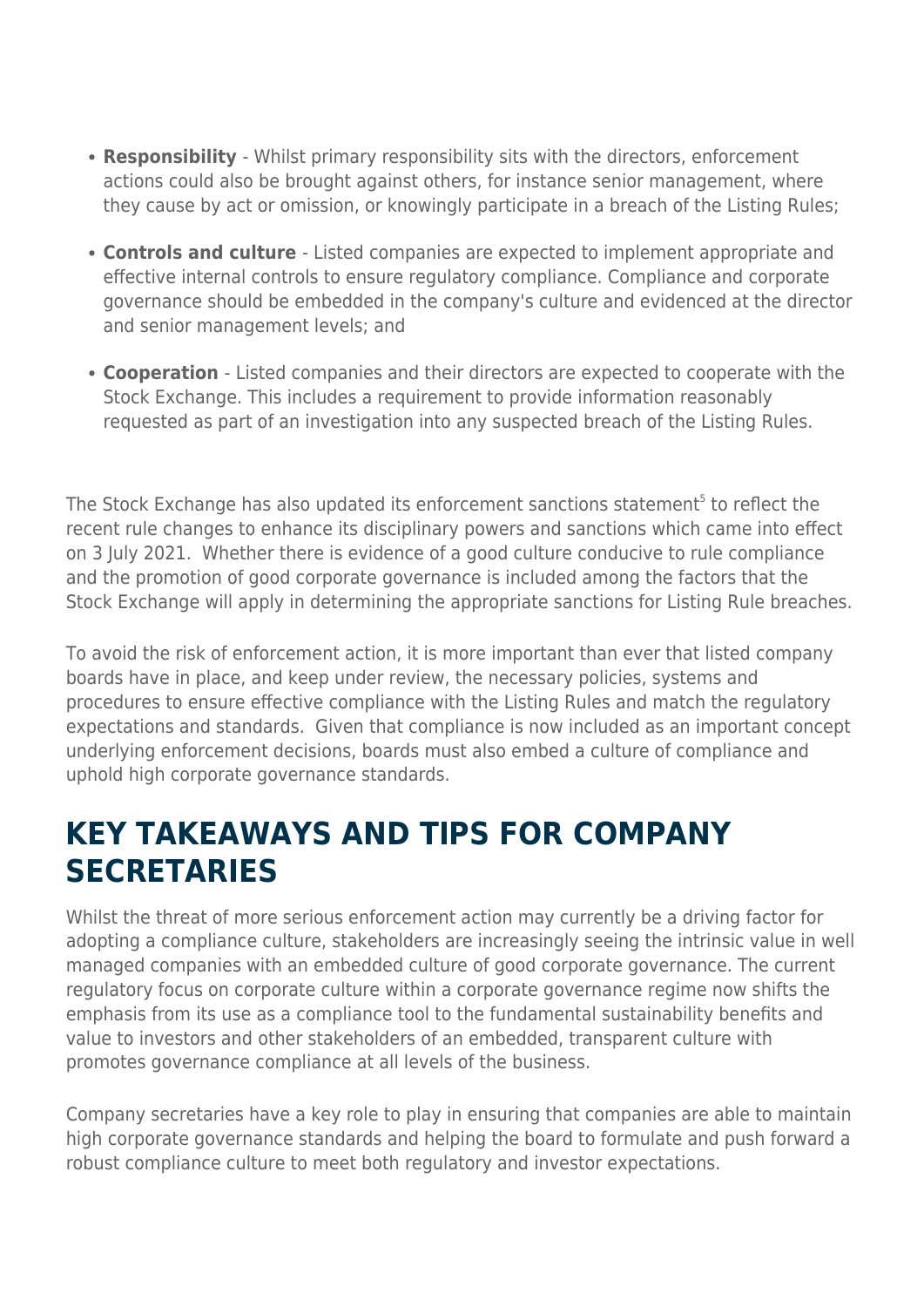- **Responsibility** - Whilst primary responsibility sits with the directors, enforcement actions could also be brought against others, for instance senior management, where they cause by act or omission, or knowingly participate in a breach of the Listing Rules;
- **Controls and culture** - Listed companies are expected to implement appropriate and effective internal controls to ensure regulatory compliance. Compliance and corporate governance should be embedded in the company's culture and evidenced at the director and senior management levels; and
- **Cooperation** - Listed companies and their directors are expected to cooperate with the Stock Exchange. This includes a requirement to provide information reasonably requested as part of an investigation into any suspected breach of the Listing Rules.

The Stock Exchange has also updated its enforcement sanctions statement[5] to reflect the recent rule changes to enhance its disciplinary powers and sanctions which came into effect on 3 July 2021. Whether there is evidence of a good culture conducive to rule compliance and the promotion of good corporate governance is included among the factors that the Stock Exchange will apply in determining the appropriate sanctions for Listing Rule breaches.

To avoid the risk of enforcement action, it is more important than ever that listed company boards have in place, and keep under review, the necessary policies, systems and procedures to ensure effective compliance with the Listing Rules and match the regulatory expectations and standards. Given that compliance is now included as an important concept underlying enforcement decisions, boards must also embed a culture of compliance and uphold high corporate governance standards.

## KEY TAKEAWAYS AND TIPS FOR COMPANY SECRETARIES

Whilst the threat of more serious enforcement action may currently be a driving factor for adopting a compliance culture, stakeholders are increasingly seeing the intrinsic value in well managed companies with an embedded culture of good corporate governance. The current regulatory focus on corporate culture within a corporate governance regime now shifts the emphasis from its use as a compliance tool to the fundamental sustainability benefits and value to investors and other stakeholders of an embedded, transparent culture with promotes governance compliance at all levels of the business.

Company secretaries have a key role to play in ensuring that companies are able to maintain high corporate governance standards and helping the board to formulate and push forward a robust compliance culture to meet both regulatory and investor expectations.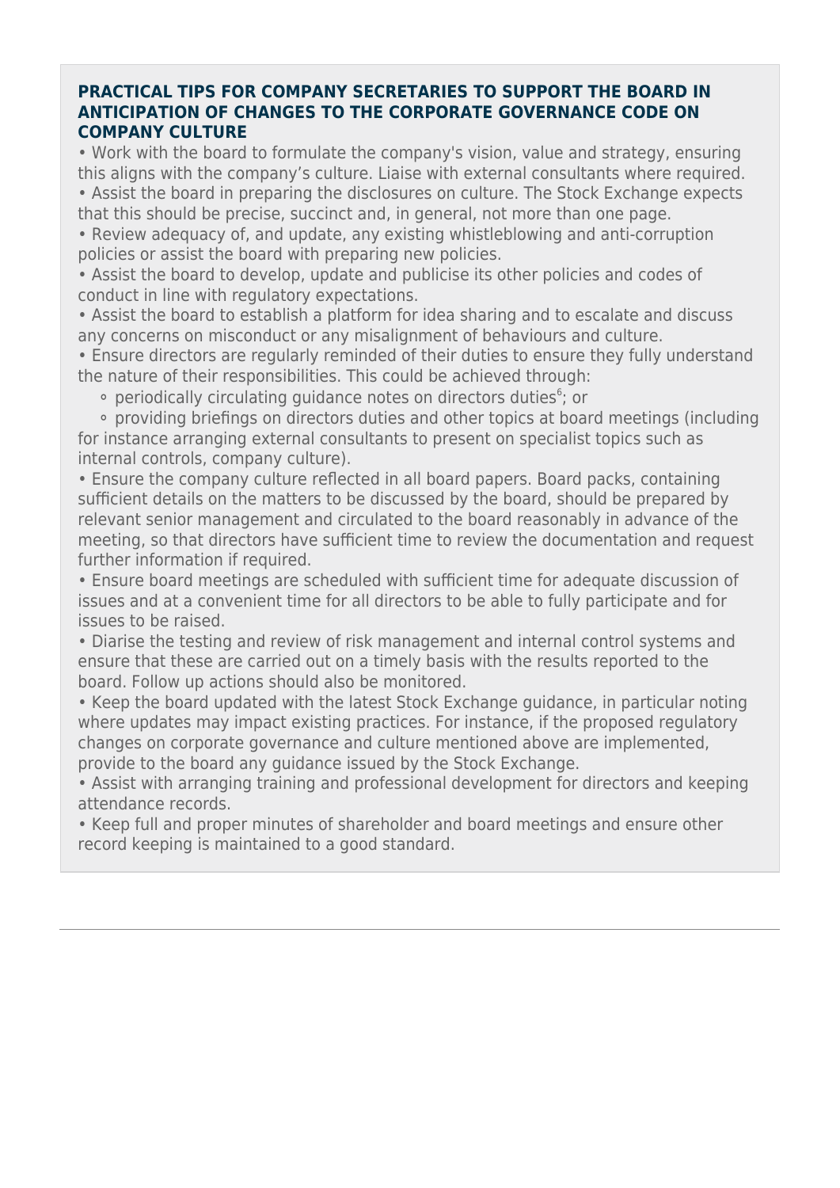### PRACTICAL TIPS FOR COMPANY SECRETARIES TO SUPPORT THE BOARD IN ANTICIPATION OF CHANGES TO THE CORPORATE GOVERNANCE CODE ON COMPANY CULTURE

- Work with the board to formulate the company's vision, value and strategy, ensuring this aligns with the company's culture. Liaise with external consultants where required.
- Assist the board in preparing the disclosures on culture. The Stock Exchange expects that this should be precise, succinct and, in general, not more than one page.
- Review adequacy of, and update, any existing whistleblowing and anti-corruption policies or assist the board with preparing new policies.
- Assist the board to develop, update and publicise its other policies and codes of conduct in line with regulatory expectations.
- Assist the board to establish a platform for idea sharing and to escalate and discuss any concerns on misconduct or any misalignment of behaviours and culture.
- Ensure directors are regularly reminded of their duties to ensure they fully understand the nature of their responsibilities. This could be achieved through:
  - periodically circulating guidance notes on directors duties[6]; or
  - providing briefings on directors duties and other topics at board meetings (including for instance arranging external consultants to present on specialist topics such as internal controls, company culture).
- Ensure the company culture reflected in all board papers. Board packs, containing sufficient details on the matters to be discussed by the board, should be prepared by relevant senior management and circulated to the board reasonably in advance of the meeting, so that directors have sufficient time to review the documentation and request further information if required.
- Ensure board meetings are scheduled with sufficient time for adequate discussion of issues and at a convenient time for all directors to be able to fully participate and for issues to be raised.
- Diarise the testing and review of risk management and internal control systems and ensure that these are carried out on a timely basis with the results reported to the board. Follow up actions should also be monitored.
- Keep the board updated with the latest Stock Exchange guidance, in particular noting where updates may impact existing practices. For instance, if the proposed regulatory changes on corporate governance and culture mentioned above are implemented, provide to the board any guidance issued by the Stock Exchange.
- Assist with arranging training and professional development for directors and keeping attendance records.
- Keep full and proper minutes of shareholder and board meetings and ensure other record keeping is maintained to a good standard.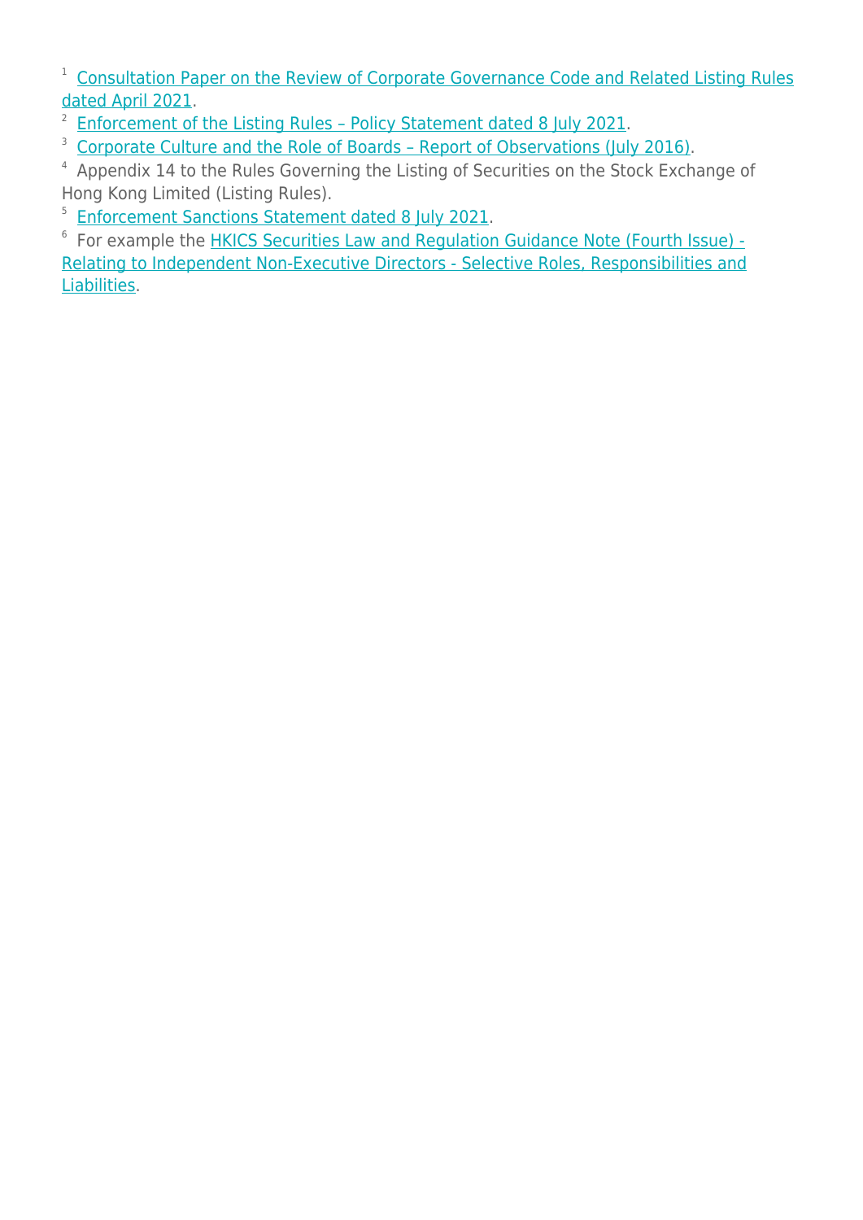[1] Consultation Paper on the Review of Corporate Governance Code and Related Listing Rules dated April 2021.

[2] Enforcement of the Listing Rules – Policy Statement dated 8 July 2021.

[3] Corporate Culture and the Role of Boards – Report of Observations (July 2016).

[4] Appendix 14 to the Rules Governing the Listing of Securities on the Stock Exchange of Hong Kong Limited (Listing Rules).

[5] Enforcement Sanctions Statement dated 8 July 2021.

[6] For example the HKICS Securities Law and Regulation Guidance Note (Fourth Issue) - Relating to Independent Non-Executive Directors - Selective Roles, Responsibilities and Liabilities.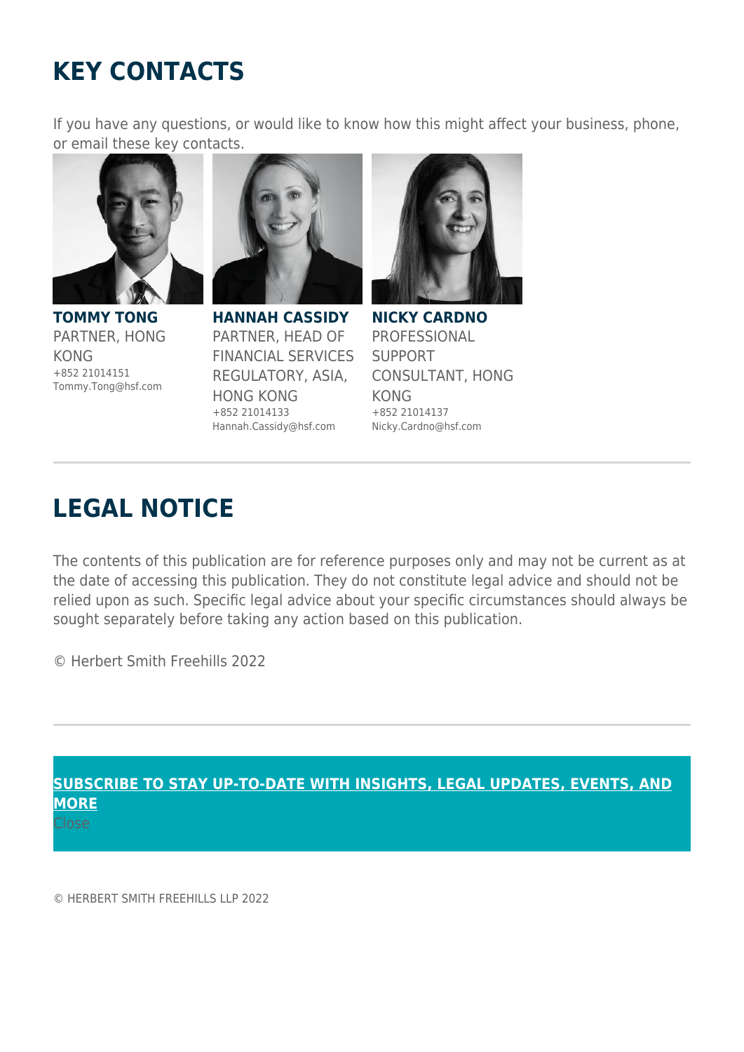## KEY CONTACTS

If you have any questions, or would like to know how this might affect your business, phone, or email these key contacts.

**TOMMY TONG**
PARTNER, HONG KONG
+852 21014151
Tommy.Tong@hsf.com

**HANNAH CASSIDY**
PARTNER, HEAD OF FINANCIAL SERVICES REGULATORY, ASIA, HONG KONG
+852 21014133
Hannah.Cassidy@hsf.com

**NICKY CARDNO**
PROFESSIONAL SUPPORT CONSULTANT, HONG KONG
+852 21014137
Nicky.Cardno@hsf.com

## LEGAL NOTICE

The contents of this publication are for reference purposes only and may not be current as at the date of accessing this publication. They do not constitute legal advice and should not be relied upon as such. Specific legal advice about your specific circumstances should always be sought separately before taking any action based on this publication.

© Herbert Smith Freehills 2022

**SUBSCRIBE TO STAY UP-TO-DATE WITH INSIGHTS, LEGAL UPDATES, EVENTS, AND MORE**
Close

© HERBERT SMITH FREEHILLS LLP 2022